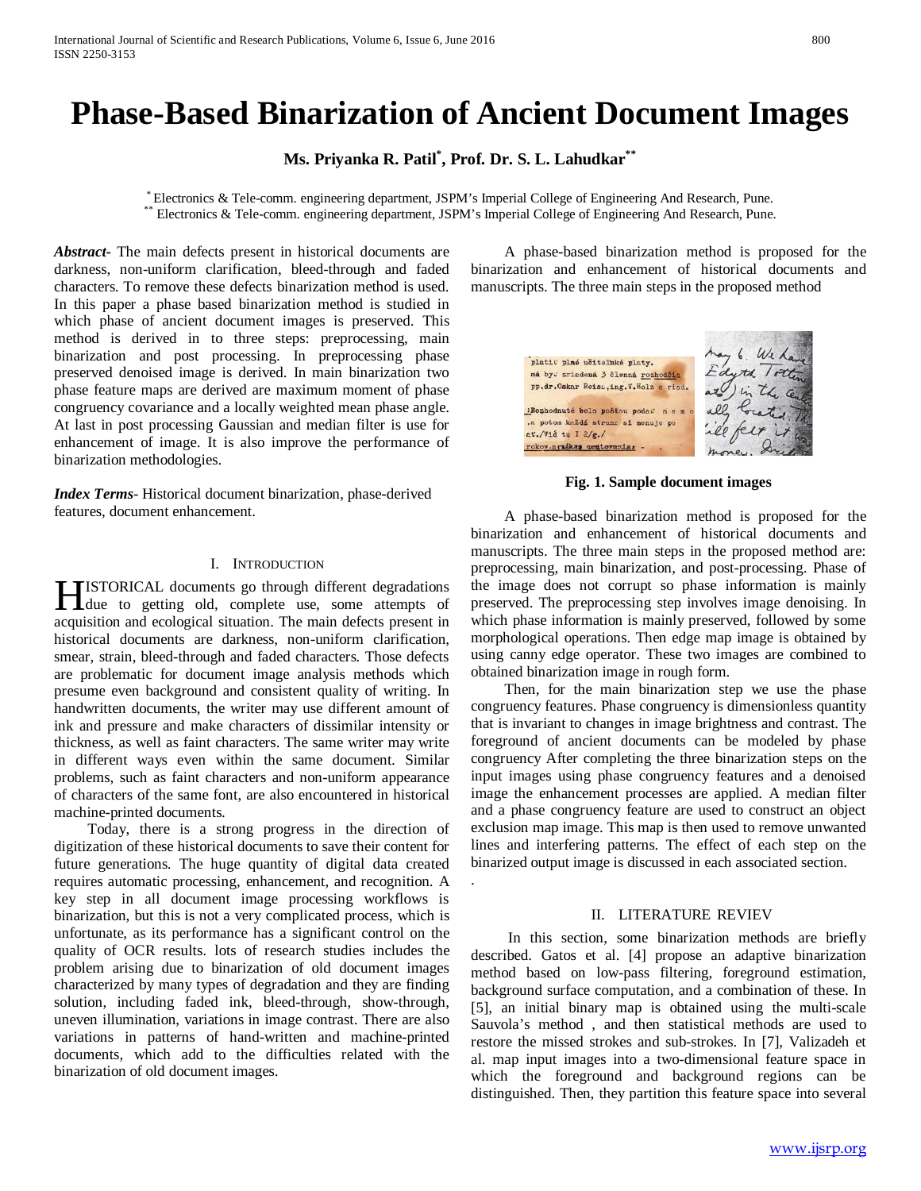# Phase-Based Binarization of Ancient Document Images

**Ms. Priyanka R. Patil*, Prof. Dr. S. L. Lahudkar****

* Electronics & Tele-comm. engineering department, JSPM's Imperial College of Engineering And Research, Pune.
** Electronics & Tele-comm. engineering department, JSPM's Imperial College of Engineering And Research, Pune.

***Abstract-*** The main defects present in historical documents are darkness, non-uniform clarification, bleed-through and faded characters. To remove these defects binarization method is used. In this paper a phase based binarization method is studied in which phase of ancient document images is preserved. This method is derived in to three steps: preprocessing, main binarization and post processing. In preprocessing phase preserved denoised image is derived. In main binarization two phase feature maps are derived are maximum moment of phase congruency covariance and a locally weighted mean phase angle. At last in post processing Gaussian and median filter is use for enhancement of image. It is also improve the performance of binarization methodologies.

***Index Terms-*** Historical document binarization, phase-derived features, document enhancement.

## I. Introduction

HISTORICAL documents go through different degradations due to getting old, complete use, some attempts of acquisition and ecological situation. The main defects present in historical documents are darkness, non-uniform clarification, smear, strain, bleed-through and faded characters. Those defects are problematic for document image analysis methods which presume even background and consistent quality of writing. In handwritten documents, the writer may use different amount of ink and pressure and make characters of dissimilar intensity or thickness, as well as faint characters. The same writer may write in different ways even within the same document. Similar problems, such as faint characters and non-uniform appearance of characters of the same font, are also encountered in historical machine-printed documents.

Today, there is a strong progress in the direction of digitization of these historical documents to save their content for future generations. The huge quantity of digital data created requires automatic processing, enhancement, and recognition. A key step in all document image processing workflows is binarization, but this is not a very complicated process, which is unfortunate, as its performance has a significant control on the quality of OCR results. lots of research studies includes the problem arising due to binarization of old document images characterized by many types of degradation and they are finding solution, including faded ink, bleed-through, show-through, uneven illumination, variations in image contrast. There are also variations in patterns of hand-written and machine-printed documents, which add to the difficulties related with the binarization of old document images.

A phase-based binarization method is proposed for the binarization and enhancement of historical documents and manuscripts. The three main steps in the proposed method

**Fig. 1. Sample document images**

A phase-based binarization method is proposed for the binarization and enhancement of historical documents and manuscripts. The three main steps in the proposed method are: preprocessing, main binarization, and post-processing. Phase of the image does not corrupt so phase information is mainly preserved. The preprocessing step involves image denoising. In which phase information is mainly preserved, followed by some morphological operations. Then edge map image is obtained by using canny edge operator. These two images are combined to obtained binarization image in rough form.

Then, for the main binarization step we use the phase congruency features. Phase congruency is dimensionless quantity that is invariant to changes in image brightness and contrast. The foreground of ancient documents can be modeled by phase congruency After completing the three binarization steps on the input images using phase congruency features and a denoised image the enhancement processes are applied. A median filter and a phase congruency feature are used to construct an object exclusion map image. This map is then used to remove unwanted lines and interfering patterns. The effect of each step on the binarized output image is discussed in each associated section.

.

## II. LITERATURE REVIEV

In this section, some binarization methods are briefly described. Gatos et al. [4] propose an adaptive binarization method based on low-pass filtering, foreground estimation, background surface computation, and a combination of these. In [5], an initial binary map is obtained using the multi-scale Sauvola's method , and then statistical methods are used to restore the missed strokes and sub-strokes. In [7], Valizadeh et al. map input images into a two-dimensional feature space in which the foreground and background regions can be distinguished. Then, they partition this feature space into several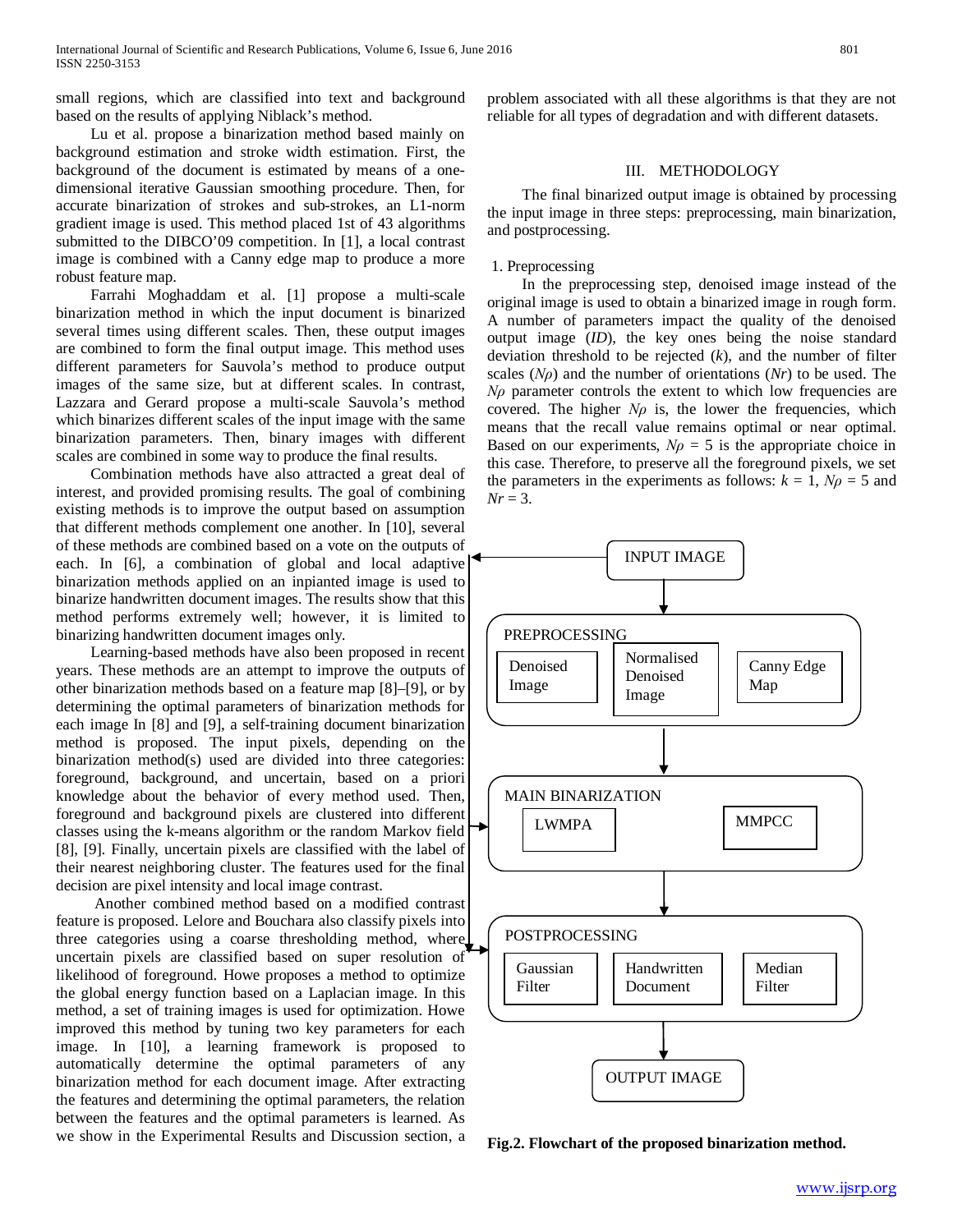small regions, which are classified into text and background based on the results of applying Niblack's method.

Lu et al. propose a binarization method based mainly on background estimation and stroke width estimation. First, the background of the document is estimated by means of a one-dimensional iterative Gaussian smoothing procedure. Then, for accurate binarization of strokes and sub-strokes, an L1-norm gradient image is used. This method placed 1st of 43 algorithms submitted to the DIBCO'09 competition. In [1], a local contrast image is combined with a Canny edge map to produce a more robust feature map.

Farrahi Moghaddam et al. [1] propose a multi-scale binarization method in which the input document is binarized several times using different scales. Then, these output images are combined to form the final output image. This method uses different parameters for Sauvola's method to produce output images of the same size, but at different scales. In contrast, Lazzara and Gerard propose a multi-scale Sauvola's method which binarizes different scales of the input image with the same binarization parameters. Then, binary images with different scales are combined in some way to produce the final results.

Combination methods have also attracted a great deal of interest, and provided promising results. The goal of combining existing methods is to improve the output based on assumption that different methods complement one another. In [10], several of these methods are combined based on a vote on the outputs of each. In [6], a combination of global and local adaptive binarization methods applied on an inpianted image is used to binarize handwritten document images. The results show that this method performs extremely well; however, it is limited to binarizing handwritten document images only.

Learning-based methods have also been proposed in recent years. These methods are an attempt to improve the outputs of other binarization methods based on a feature map [8]–[9], or by determining the optimal parameters of binarization methods for each image In [8] and [9], a self-training document binarization method is proposed. The input pixels, depending on the binarization method(s) used are divided into three categories: foreground, background, and uncertain, based on a priori knowledge about the behavior of every method used. Then, foreground and background pixels are clustered into different classes using the k-means algorithm or the random Markov field [8], [9]. Finally, uncertain pixels are classified with the label of their nearest neighboring cluster. The features used for the final decision are pixel intensity and local image contrast.

Another combined method based on a modified contrast feature is proposed. Lelore and Bouchara also classify pixels into three categories using a coarse thresholding method, where uncertain pixels are classified based on super resolution of likelihood of foreground. Howe proposes a method to optimize the global energy function based on a Laplacian image. In this method, a set of training images is used for optimization. Howe improved this method by tuning two key parameters for each image. In [10], a learning framework is proposed to automatically determine the optimal parameters of any binarization method for each document image. After extracting the features and determining the optimal parameters, the relation between the features and the optimal parameters is learned. As we show in the Experimental Results and Discussion section, a problem associated with all these algorithms is that they are not reliable for all types of degradation and with different datasets.

## III. METHODOLOGY

The final binarized output image is obtained by processing the input image in three steps: preprocessing, main binarization, and postprocessing.

1. Preprocessing

In the preprocessing step, denoised image instead of the original image is used to obtain a binarized image in rough form. A number of parameters impact the quality of the denoised output image (*ID*), the key ones being the noise standard deviation threshold to be rejected (*k*), and the number of filter scales ($N\rho$) and the number of orientations (*Nr*) to be used. The $N\rho$ parameter controls the extent to which low frequencies are covered. The higher $N\rho$ is, the lower the frequencies, which means that the recall value remains optimal or near optimal. Based on our experiments, $N\rho = 5$ is the appropriate choice in this case. Therefore, to preserve all the foreground pixels, we set the parameters in the experiments as follows: $k = 1$, $N\rho = 5$ and $Nr = 3$.

INPUT IMAGE → PREPROCESSING (Denoised Image, Normalised Denoised Image, Canny Edge Map) → MAIN BINARIZATION (LWMPA, MMPCC) → POSTPROCESSING (Gaussian Filter, Handwritten Document, Median Filter) → OUTPUT IMAGE

**Fig.2. Flowchart of the proposed binarization method.**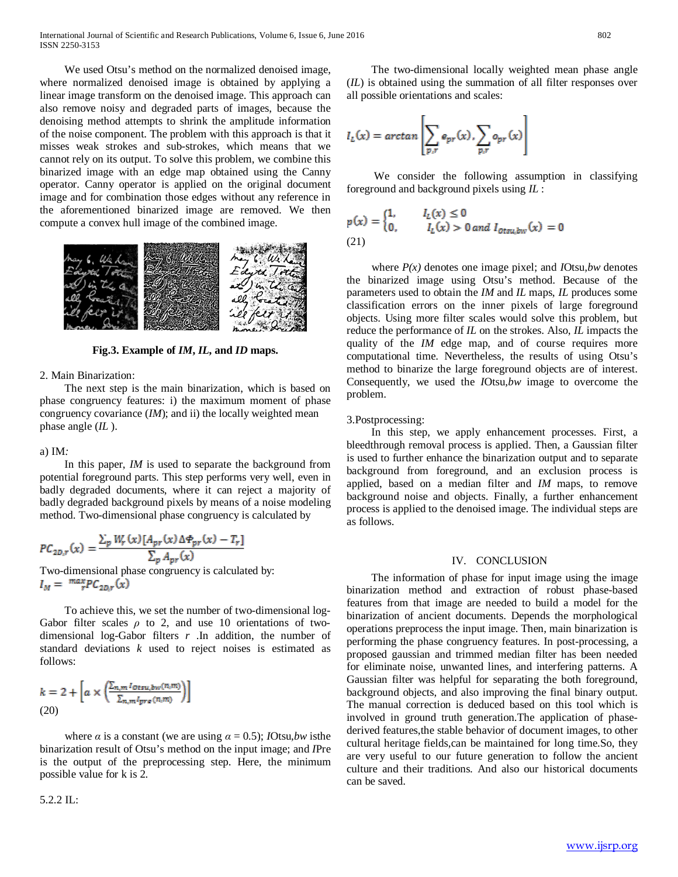We used Otsu's method on the normalized denoised image, where normalized denoised image is obtained by applying a linear image transform on the denoised image. This approach can also remove noisy and degraded parts of images, because the denoising method attempts to shrink the amplitude information of the noise component. The problem with this approach is that it misses weak strokes and sub-strokes, which means that we cannot rely on its output. To solve this problem, we combine this binarized image with an edge map obtained using the Canny operator. Canny operator is applied on the original document image and for combination those edges without any reference in the aforementioned binarized image are removed. We then compute a convex hull image of the combined image.

**Fig.3. Example of *IM*, *IL*, and *ID* maps.**

2. Main Binarization:

The next step is the main binarization, which is based on phase congruency features: i) the maximum moment of phase congruency covariance (*IM*); and ii) the locally weighted mean phase angle (*IL* ).

a) IM*:*

In this paper, *IM* is used to separate the background from potential foreground parts. This step performs very well, even in badly degraded documents, where it can reject a majority of badly degraded background pixels by means of a noise modeling method. Two-dimensional phase congruency is calculated by

$$PC_{2D,r}(x) = \frac{\sum_p W_r(x)\left[A_{pr}(x)\Delta\Phi_{pr}(x) - T_r\right]}{\sum_p A_{pr}(x)}$$

Two-dimensional phase congruency is calculated by:

$$I_M = \max_r PC_{2D,r}(x)$$

To achieve this, we set the number of two-dimensional log-Gabor filter scales $\rho$ to 2, and use 10 orientations of two-dimensional log-Gabor filters $r$ .In addition, the number of standard deviations $k$ used to reject noises is estimated as follows:

$$k = 2 + \left[a \times \left(\frac{\sum_{n,m} I_{Otsu,bw}(n,m)}{\sum_{n,m} I_{pre}(n,m)}\right)\right]$$

(20)

where $\alpha$ is a constant (we are using $\alpha = 0.5$); $I_{Otsu,bw}$ isthe binarization result of Otsu's method on the input image; and $I_{Pre}$ is the output of the preprocessing step. Here, the minimum possible value for k is 2.

5.2.2 IL:

The two-dimensional locally weighted mean phase angle (*IL*) is obtained using the summation of all filter responses over all possible orientations and scales:

$$I_L(x) = \arctan\left[\sum_{p,r} e_{pr}(x), \sum_{p,r} o_{pr}(x)\right]$$

We consider the following assumption in classifying foreground and background pixels using *IL* :

$$p(x) = \begin{cases} 1, & I_L(x) \le 0 \\ 0, & I_L(x) > 0 \text{ and } I_{Otsu,bw}(x) = 0 \end{cases}$$

(21)

where *P(x)* denotes one image pixel; and $I_{Otsu,bw}$ denotes the binarized image using Otsu's method. Because of the parameters used to obtain the *IM* and *IL* maps, *IL* produces some classification errors on the inner pixels of large foreground objects. Using more filter scales would solve this problem, but reduce the performance of *IL* on the strokes. Also, *IL* impacts the quality of the *IM* edge map, and of course requires more computational time. Nevertheless, the results of using Otsu's method to binarize the large foreground objects are of interest. Consequently, we used the $I_{Otsu,bw}$ image to overcome the problem.

3.Postprocessing:

In this step, we apply enhancement processes. First, a bleedthrough removal process is applied. Then, a Gaussian filter is used to further enhance the binarization output and to separate background from foreground, and an exclusion process is applied, based on a median filter and *IM* maps, to remove background noise and objects. Finally, a further enhancement process is applied to the denoised image. The individual steps are as follows.

## IV. CONCLUSION

The information of phase for input image using the image binarization method and extraction of robust phase-based features from that image are needed to build a model for the binarization of ancient documents. Depends the morphological operations preprocess the input image. Then, main binarization is performing the phase congruency features. In post-processing, a proposed gaussian and trimmed median filter has been needed for eliminate noise, unwanted lines, and interfering patterns. A Gaussian filter was helpful for separating the both foreground, background objects, and also improving the final binary output. The manual correction is deduced based on this tool which is involved in ground truth generation.The application of phase-derived features,the stable behavior of document images, to other cultural heritage fields,can be maintained for long time.So, they are very useful to our future generation to follow the ancient culture and their traditions. And also our historical documents can be saved.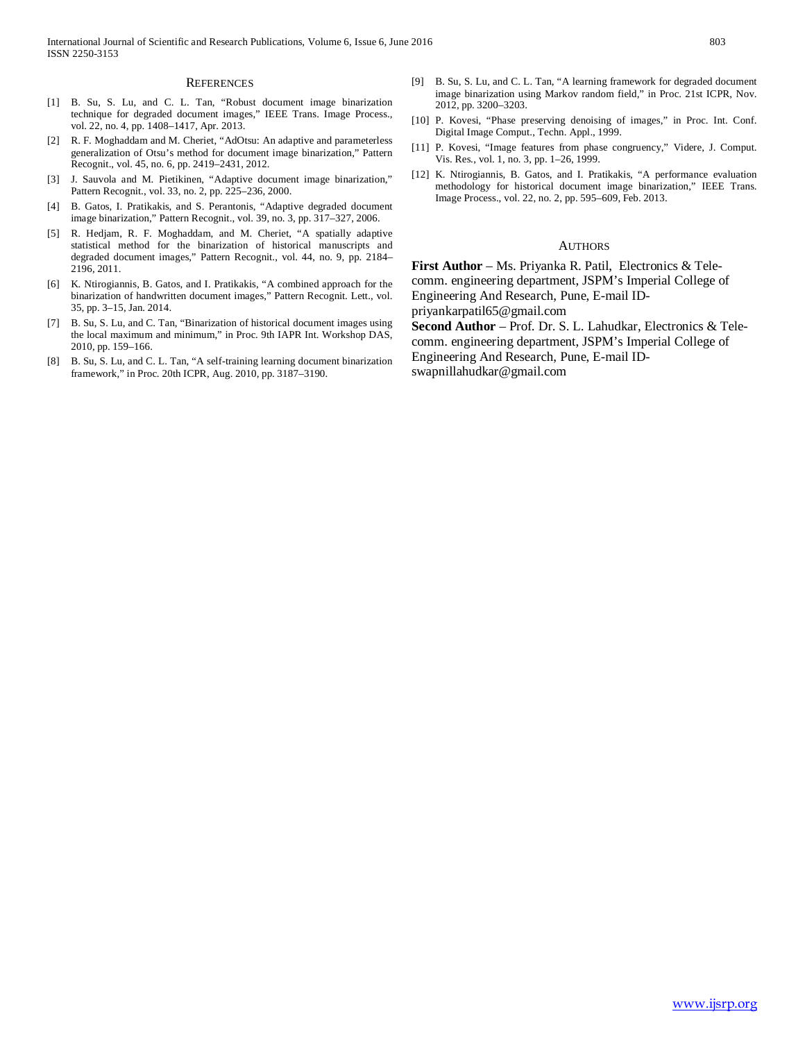## REFERENCES

[1] B. Su, S. Lu, and C. L. Tan, “Robust document image binarization technique for degraded document images,” IEEE Trans. Image Process., vol. 22, no. 4, pp. 1408–1417, Apr. 2013.

[2] R. F. Moghaddam and M. Cheriet, “AdOtsu: An adaptive and parameterless generalization of Otsu’s method for document image binarization,” Pattern Recognit., vol. 45, no. 6, pp. 2419–2431, 2012.

[3] J. Sauvola and M. Pietikinen, “Adaptive document image binarization,” Pattern Recognit., vol. 33, no. 2, pp. 225–236, 2000.

[4] B. Gatos, I. Pratikakis, and S. Perantonis, “Adaptive degraded document image binarization,” Pattern Recognit., vol. 39, no. 3, pp. 317–327, 2006.

[5] R. Hedjam, R. F. Moghaddam, and M. Cheriet, “A spatially adaptive statistical method for the binarization of historical manuscripts and degraded document images,” Pattern Recognit., vol. 44, no. 9, pp. 2184–2196, 2011.

[6] K. Ntirogiannis, B. Gatos, and I. Pratikakis, “A combined approach for the binarization of handwritten document images,” Pattern Recognit. Lett., vol. 35, pp. 3–15, Jan. 2014.

[7] B. Su, S. Lu, and C. Tan, “Binarization of historical document images using the local maximum and minimum,” in Proc. 9th IAPR Int. Workshop DAS, 2010, pp. 159–166.

[8] B. Su, S. Lu, and C. L. Tan, “A self-training learning document binarization framework,” in Proc. 20th ICPR, Aug. 2010, pp. 3187–3190.

[9] B. Su, S. Lu, and C. L. Tan, “A learning framework for degraded document image binarization using Markov random field,” in Proc. 21st ICPR, Nov. 2012, pp. 3200–3203.

[10] P. Kovesi, “Phase preserving denoising of images,” in Proc. Int. Conf. Digital Image Comput., Techn. Appl., 1999.

[11] P. Kovesi, “Image features from phase congruency,” Videre, J. Comput. Vis. Res., vol. 1, no. 3, pp. 1–26, 1999.

[12] K. Ntirogiannis, B. Gatos, and I. Pratikakis, “A performance evaluation methodology for historical document image binarization,” IEEE Trans. Image Process., vol. 22, no. 2, pp. 595–609, Feb. 2013.

## AUTHORS

**First Author** – Ms. Priyanka R. Patil, Electronics & Tele-comm. engineering department, JSPM’s Imperial College of Engineering And Research, Pune, E-mail ID-priyankarpatil65@gmail.com

**Second Author** – Prof. Dr. S. L. Lahudkar, Electronics & Tele-comm. engineering department, JSPM’s Imperial College of Engineering And Research, Pune, E-mail ID-swapnillahudkar@gmail.com